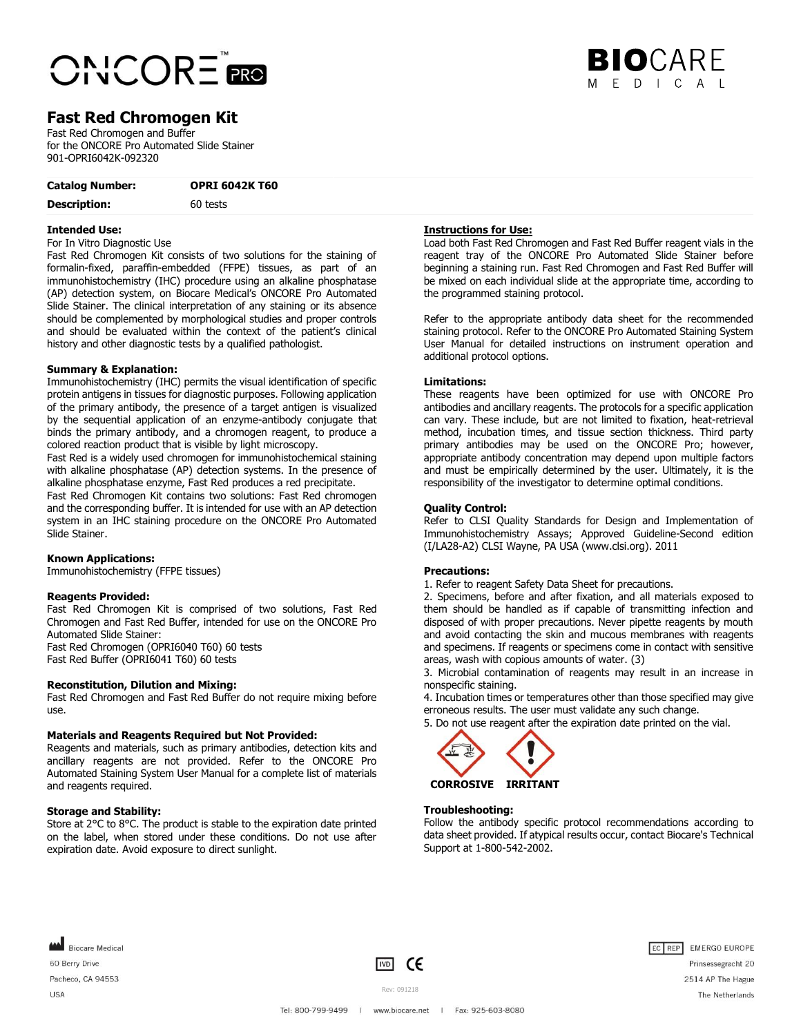# Fast Red Chromogen Kit

Fast Red Chromogen and Buffer
for the ONCORE Pro Automated Slide Stainer
901-OPRI6042K-092320

| **Catalog Number:** | **OPRI 6042K T60** |
|---|---|
| **Description:** | 60 tests |

## Intended Use:

For In Vitro Diagnostic Use

Fast Red Chromogen Kit consists of two solutions for the staining of formalin-fixed, paraffin-embedded (FFPE) tissues, as part of an immunohistochemistry (IHC) procedure using an alkaline phosphatase (AP) detection system, on Biocare Medical's ONCORE Pro Automated Slide Stainer. The clinical interpretation of any staining or its absence should be complemented by morphological studies and proper controls and should be evaluated within the context of the patient's clinical history and other diagnostic tests by a qualified pathologist.

## Summary & Explanation:

Immunohistochemistry (IHC) permits the visual identification of specific protein antigens in tissues for diagnostic purposes. Following application of the primary antibody, the presence of a target antigen is visualized by the sequential application of an enzyme-antibody conjugate that binds the primary antibody, and a chromogen reagent, to produce a colored reaction product that is visible by light microscopy.

Fast Red is a widely used chromogen for immunohistochemical staining with alkaline phosphatase (AP) detection systems. In the presence of alkaline phosphatase enzyme, Fast Red produces a red precipitate.

Fast Red Chromogen Kit contains two solutions: Fast Red chromogen and the corresponding buffer. It is intended for use with an AP detection system in an IHC staining procedure on the ONCORE Pro Automated Slide Stainer.

## Known Applications:

Immunohistochemistry (FFPE tissues)

## Reagents Provided:

Fast Red Chromogen Kit is comprised of two solutions, Fast Red Chromogen and Fast Red Buffer, intended for use on the ONCORE Pro Automated Slide Stainer:

Fast Red Chromogen (OPRI6040 T60) 60 tests
Fast Red Buffer (OPRI6041 T60) 60 tests

## Reconstitution, Dilution and Mixing:

Fast Red Chromogen and Fast Red Buffer do not require mixing before use.

## Materials and Reagents Required but Not Provided:

Reagents and materials, such as primary antibodies, detection kits and ancillary reagents are not provided. Refer to the ONCORE Pro Automated Staining System User Manual for a complete list of materials and reagents required.

## Storage and Stability:

Store at 2°C to 8°C. The product is stable to the expiration date printed on the label, when stored under these conditions. Do not use after expiration date. Avoid exposure to direct sunlight.

## Instructions for Use:

Load both Fast Red Chromogen and Fast Red Buffer reagent vials in the reagent tray of the ONCORE Pro Automated Slide Stainer before beginning a staining run. Fast Red Chromogen and Fast Red Buffer will be mixed on each individual slide at the appropriate time, according to the programmed staining protocol.

Refer to the appropriate antibody data sheet for the recommended staining protocol. Refer to the ONCORE Pro Automated Staining System User Manual for detailed instructions on instrument operation and additional protocol options.

## Limitations:

These reagents have been optimized for use with ONCORE Pro antibodies and ancillary reagents. The protocols for a specific application can vary. These include, but are not limited to fixation, heat-retrieval method, incubation times, and tissue section thickness. Third party primary antibodies may be used on the ONCORE Pro; however, appropriate antibody concentration may depend upon multiple factors and must be empirically determined by the user. Ultimately, it is the responsibility of the investigator to determine optimal conditions.

## Quality Control:

Refer to CLSI Quality Standards for Design and Implementation of Immunohistochemistry Assays; Approved Guideline-Second edition (I/LA28-A2) CLSI Wayne, PA USA (www.clsi.org). 2011

## Precautions:

1. Refer to reagent Safety Data Sheet for precautions.
2. Specimens, before and after fixation, and all materials exposed to them should be handled as if capable of transmitting infection and disposed of with proper precautions. Never pipette reagents by mouth and avoid contacting the skin and mucous membranes with reagents and specimens. If reagents or specimens come in contact with sensitive areas, wash with copious amounts of water. (3)
3. Microbial contamination of reagents may result in an increase in nonspecific staining.
4. Incubation times or temperatures other than those specified may give erroneous results. The user must validate any such change.
5. Do not use reagent after the expiration date printed on the vial.

**CORROSIVE** **IRRITANT**

## Troubleshooting:

Follow the antibody specific protocol recommendations according to data sheet provided. If atypical results occur, contact Biocare's Technical Support at 1-800-542-2002.

Biocare Medical
60 Berry Drive
Pacheco, CA 94553
USA

EC REP EMERGO EUROPE
Prinsessegracht 20
2514 AP The Hague
The Netherlands

Rev: 091218

Tel: 800-799-9499 | www.biocare.net | Fax: 925-603-8080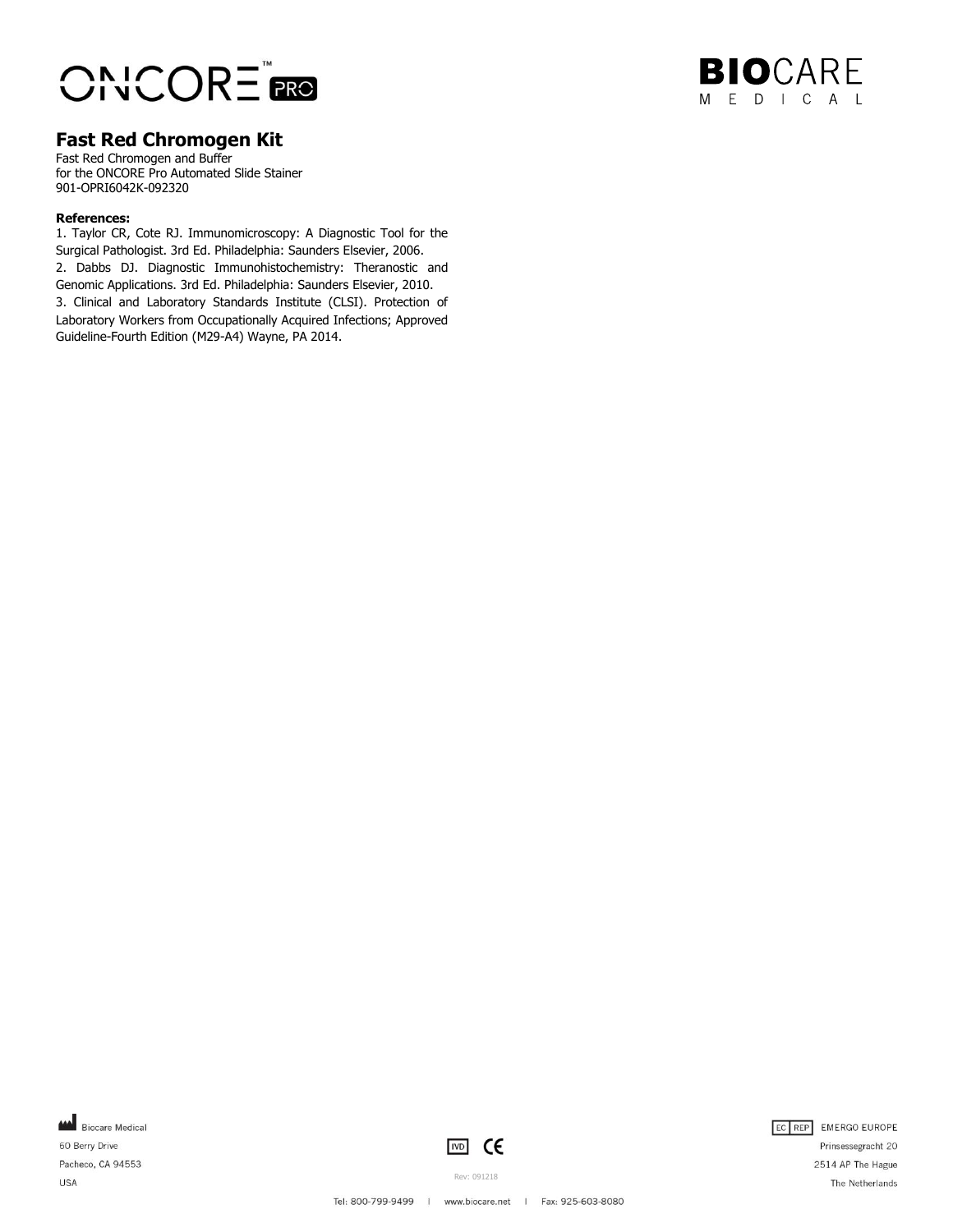## Fast Red Chromogen Kit

Fast Red Chromogen and Buffer
for the ONCORE Pro Automated Slide Stainer
901-OPRI6042K-092320

**References:**

1. Taylor CR, Cote RJ. Immunomicroscopy: A Diagnostic Tool for the Surgical Pathologist. 3rd Ed. Philadelphia: Saunders Elsevier, 2006.
2. Dabbs DJ. Diagnostic Immunohistochemistry: Theranostic and Genomic Applications. 3rd Ed. Philadelphia: Saunders Elsevier, 2010.
3. Clinical and Laboratory Standards Institute (CLSI). Protection of Laboratory Workers from Occupationally Acquired Infections; Approved Guideline-Fourth Edition (M29-A4) Wayne, PA 2014.

Biocare Medical
60 Berry Drive
Pacheco, CA 94553
USA

IVD CE

Rev: 091218

EC REP EMERGO EUROPE
Prinsessegracht 20
2514 AP The Hague
The Netherlands

Tel: 800-799-9499 | www.biocare.net | Fax: 925-603-8080